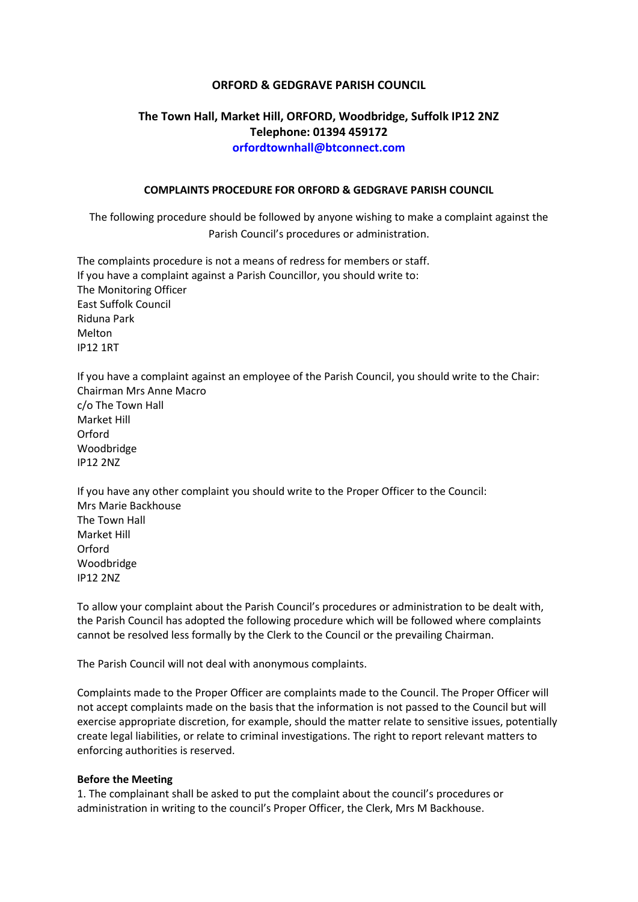**ORFORD & GEDGRAVE PARISH COUNCIL**

**The Town Hall, Market Hill, ORFORD, Woodbridge, Suffolk IP12 2NZ**
**Telephone: 01394 459172**
**orfordtownhall@btconnect.com**

**COMPLAINTS PROCEDURE FOR ORFORD & GEDGRAVE PARISH COUNCIL**

The following procedure should be followed by anyone wishing to make a complaint against the Parish Council's procedures or administration.

The complaints procedure is not a means of redress for members or staff.
If you have a complaint against a Parish Councillor, you should write to:
The Monitoring Officer
East Suffolk Council
Riduna Park
Melton
IP12 1RT

If you have a complaint against an employee of the Parish Council, you should write to the Chair:
Chairman Mrs Anne Macro
c/o The Town Hall
Market Hill
Orford
Woodbridge
IP12 2NZ

If you have any other complaint you should write to the Proper Officer to the Council:
Mrs Marie Backhouse
The Town Hall
Market Hill
Orford
Woodbridge
IP12 2NZ

To allow your complaint about the Parish Council's procedures or administration to be dealt with, the Parish Council has adopted the following procedure which will be followed where complaints cannot be resolved less formally by the Clerk to the Council or the prevailing Chairman.

The Parish Council will not deal with anonymous complaints.

Complaints made to the Proper Officer are complaints made to the Council. The Proper Officer will not accept complaints made on the basis that the information is not passed to the Council but will exercise appropriate discretion, for example, should the matter relate to sensitive issues, potentially create legal liabilities, or relate to criminal investigations. The right to report relevant matters to enforcing authorities is reserved.

**Before the Meeting**

1. The complainant shall be asked to put the complaint about the council's procedures or administration in writing to the council's Proper Officer, the Clerk, Mrs M Backhouse.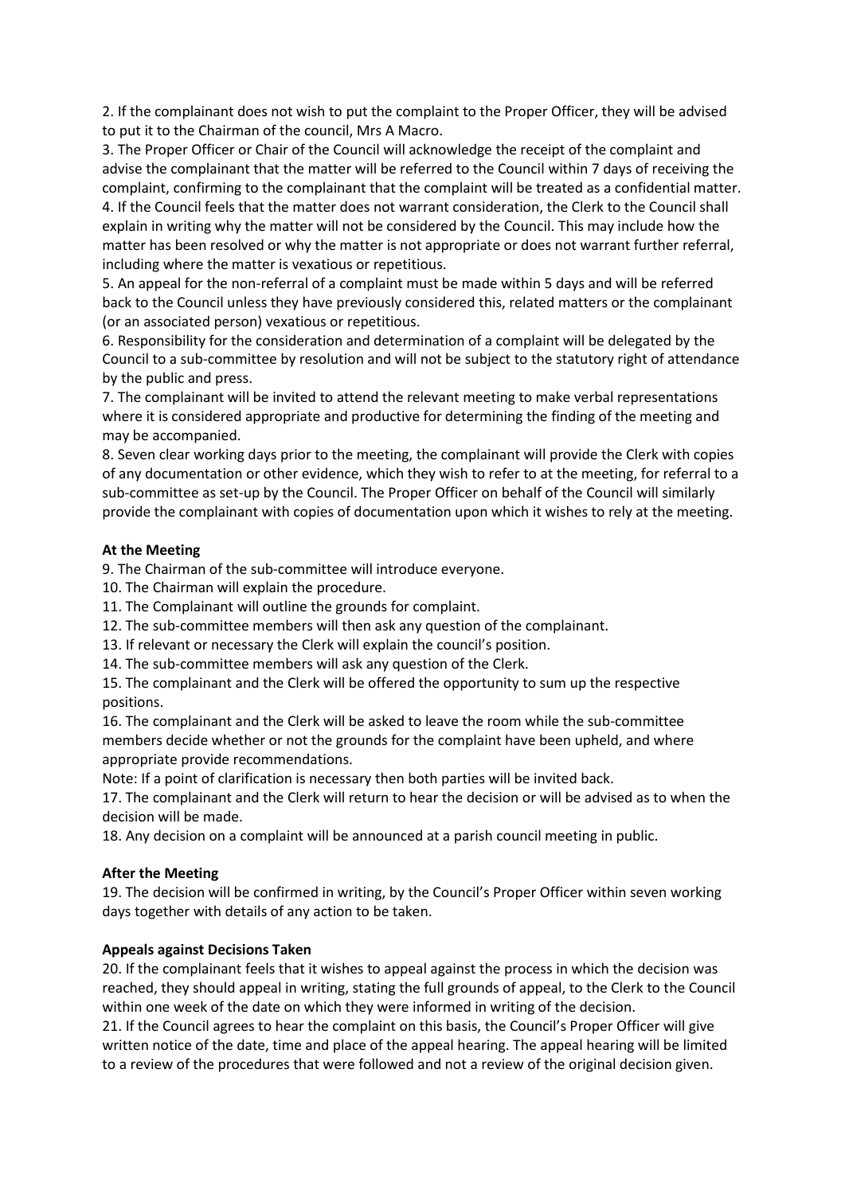2. If the complainant does not wish to put the complaint to the Proper Officer, they will be advised to put it to the Chairman of the council, Mrs A Macro.

3. The Proper Officer or Chair of the Council will acknowledge the receipt of the complaint and advise the complainant that the matter will be referred to the Council within 7 days of receiving the complaint, confirming to the complainant that the complaint will be treated as a confidential matter.

4. If the Council feels that the matter does not warrant consideration, the Clerk to the Council shall explain in writing why the matter will not be considered by the Council. This may include how the matter has been resolved or why the matter is not appropriate or does not warrant further referral, including where the matter is vexatious or repetitious.

5. An appeal for the non-referral of a complaint must be made within 5 days and will be referred back to the Council unless they have previously considered this, related matters or the complainant (or an associated person) vexatious or repetitious.

6. Responsibility for the consideration and determination of a complaint will be delegated by the Council to a sub-committee by resolution and will not be subject to the statutory right of attendance by the public and press.

7. The complainant will be invited to attend the relevant meeting to make verbal representations where it is considered appropriate and productive for determining the finding of the meeting and may be accompanied.

8. Seven clear working days prior to the meeting, the complainant will provide the Clerk with copies of any documentation or other evidence, which they wish to refer to at the meeting, for referral to a sub-committee as set-up by the Council. The Proper Officer on behalf of the Council will similarly provide the complainant with copies of documentation upon which it wishes to rely at the meeting.

**At the Meeting**

9. The Chairman of the sub-committee will introduce everyone.

10. The Chairman will explain the procedure.

11. The Complainant will outline the grounds for complaint.

12. The sub-committee members will then ask any question of the complainant.

13. If relevant or necessary the Clerk will explain the council's position.

14. The sub-committee members will ask any question of the Clerk.

15. The complainant and the Clerk will be offered the opportunity to sum up the respective positions.

16. The complainant and the Clerk will be asked to leave the room while the sub-committee members decide whether or not the grounds for the complaint have been upheld, and where appropriate provide recommendations.

Note: If a point of clarification is necessary then both parties will be invited back.

17. The complainant and the Clerk will return to hear the decision or will be advised as to when the decision will be made.

18. Any decision on a complaint will be announced at a parish council meeting in public.

**After the Meeting**

19. The decision will be confirmed in writing, by the Council's Proper Officer within seven working days together with details of any action to be taken.

**Appeals against Decisions Taken**

20. If the complainant feels that it wishes to appeal against the process in which the decision was reached, they should appeal in writing, stating the full grounds of appeal, to the Clerk to the Council within one week of the date on which they were informed in writing of the decision.

21. If the Council agrees to hear the complaint on this basis, the Council's Proper Officer will give written notice of the date, time and place of the appeal hearing. The appeal hearing will be limited to a review of the procedures that were followed and not a review of the original decision given.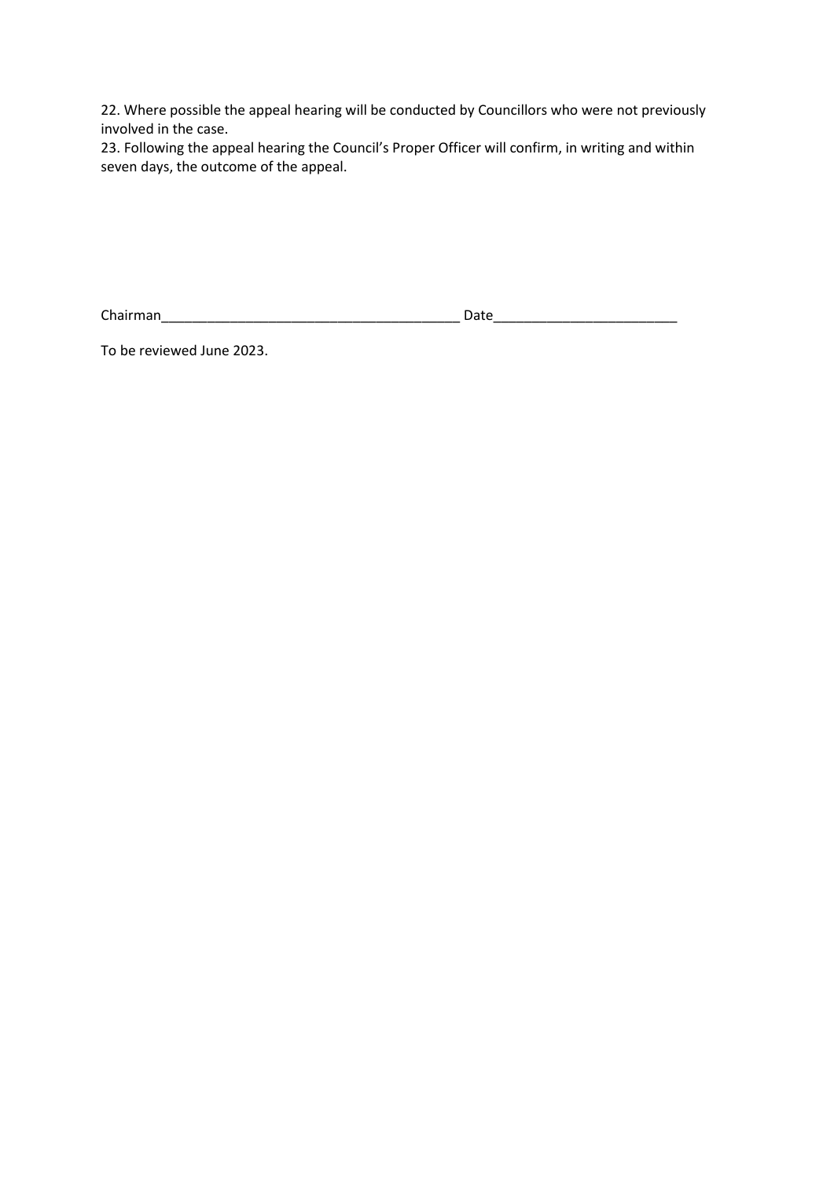22. Where possible the appeal hearing will be conducted by Councillors who were not previously involved in the case.
23. Following the appeal hearing the Council's Proper Officer will confirm, in writing and within seven days, the outcome of the appeal.

Chairman_______________________________________ Date________________________

To be reviewed June 2023.